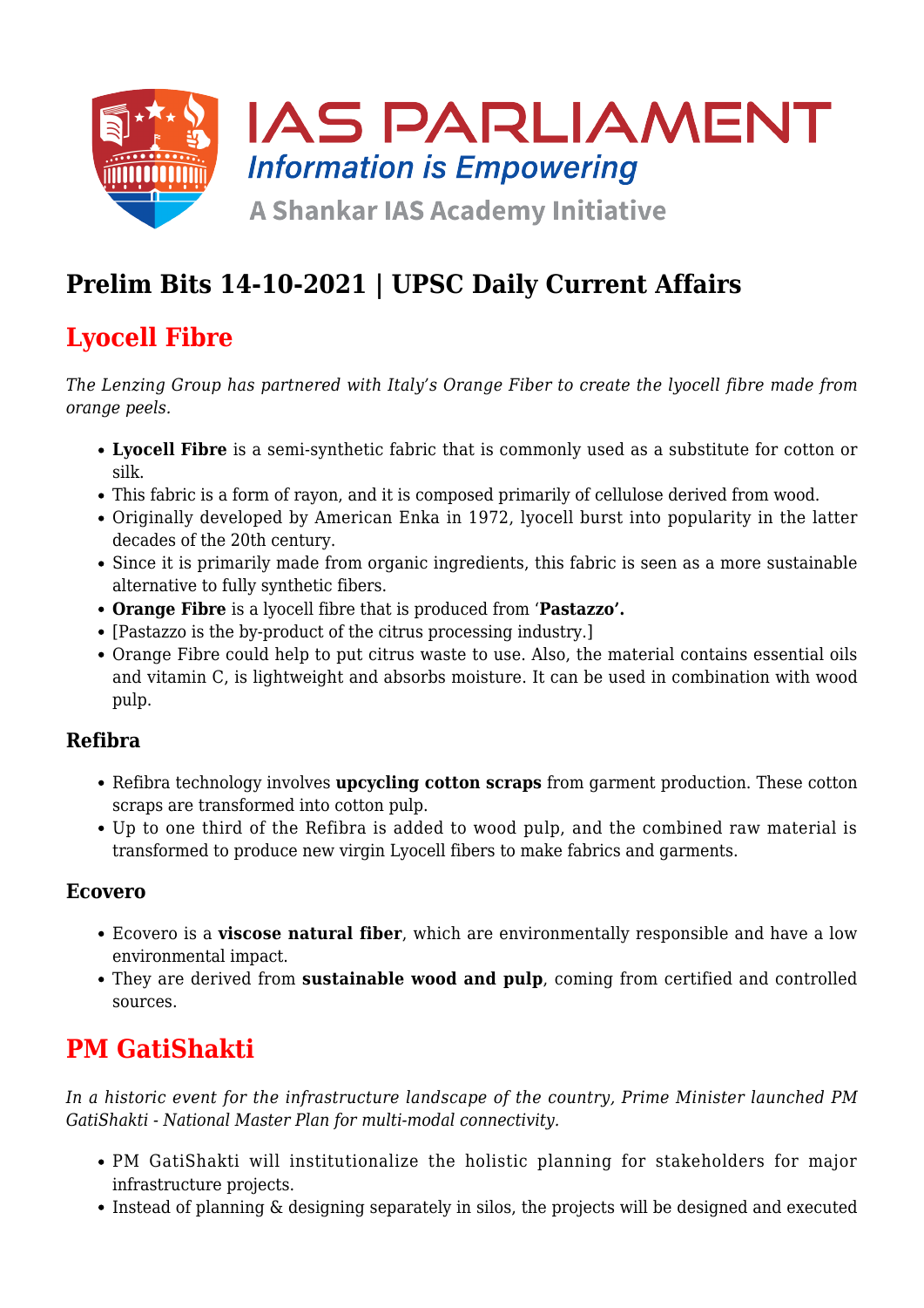IAS PARLIAMENT

*Information is Empowering*

A Shankar IAS Academy Initiative

# Prelim Bits 14-10-2021 | UPSC Daily Current Affairs

## Lyocell Fibre

*The Lenzing Group has partnered with Italy's Orange Fiber to create the lyocell fibre made from orange peels.*

- **Lyocell Fibre** is a semi-synthetic fabric that is commonly used as a substitute for cotton or silk.
- This fabric is a form of rayon, and it is composed primarily of cellulose derived from wood.
- Originally developed by American Enka in 1972, lyocell burst into popularity in the latter decades of the 20th century.
- Since it is primarily made from organic ingredients, this fabric is seen as a more sustainable alternative to fully synthetic fibers.
- **Orange Fibre** is a lyocell fibre that is produced from '**Pastazzo'.**
- [Pastazzo is the by-product of the citrus processing industry.]
- Orange Fibre could help to put citrus waste to use. Also, the material contains essential oils and vitamin C, is lightweight and absorbs moisture. It can be used in combination with wood pulp.

### Refibra

- Refibra technology involves **upcycling cotton scraps** from garment production. These cotton scraps are transformed into cotton pulp.
- Up to one third of the Refibra is added to wood pulp, and the combined raw material is transformed to produce new virgin Lyocell fibers to make fabrics and garments.

### Ecovero

- Ecovero is a **viscose natural fiber**, which are environmentally responsible and have a low environmental impact.
- They are derived from **sustainable wood and pulp**, coming from certified and controlled sources.

## PM GatiShakti

*In a historic event for the infrastructure landscape of the country, Prime Minister launched PM GatiShakti - National Master Plan for multi-modal connectivity.*

- PM GatiShakti will institutionalize the holistic planning for stakeholders for major infrastructure projects.
- Instead of planning & designing separately in silos, the projects will be designed and executed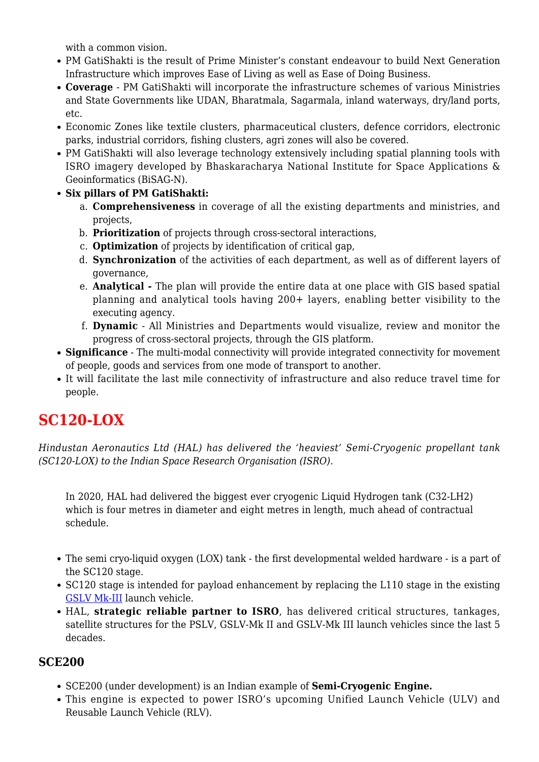with a common vision.

- PM GatiShakti is the result of Prime Minister's constant endeavour to build Next Generation Infrastructure which improves Ease of Living as well as Ease of Doing Business.
- **Coverage** - PM GatiShakti will incorporate the infrastructure schemes of various Ministries and State Governments like UDAN, Bharatmala, Sagarmala, inland waterways, dry/land ports, etc.
- Economic Zones like textile clusters, pharmaceutical clusters, defence corridors, electronic parks, industrial corridors, fishing clusters, agri zones will also be covered.
- PM GatiShakti will also leverage technology extensively including spatial planning tools with ISRO imagery developed by Bhaskaracharya National Institute for Space Applications & Geoinformatics (BiSAG-N).
- **Six pillars of PM GatiShakti:**
    a. **Comprehensiveness** in coverage of all the existing departments and ministries, and projects,
    b. **Prioritization** of projects through cross-sectoral interactions,
    c. **Optimization** of projects by identification of critical gap,
    d. **Synchronization** of the activities of each department, as well as of different layers of governance,
    e. **Analytical -** The plan will provide the entire data at one place with GIS based spatial planning and analytical tools having 200+ layers, enabling better visibility to the executing agency.
    f. **Dynamic** - All Ministries and Departments would visualize, review and monitor the progress of cross-sectoral projects, through the GIS platform.
- **Significance** - The multi-modal connectivity will provide integrated connectivity for movement of people, goods and services from one mode of transport to another.
- It will facilitate the last mile connectivity of infrastructure and also reduce travel time for people.

## SC120-LOX

*Hindustan Aeronautics Ltd (HAL) has delivered the 'heaviest' Semi-Cryogenic propellant tank (SC120-LOX) to the Indian Space Research Organisation (ISRO).*

> In 2020, HAL had delivered the biggest ever cryogenic Liquid Hydrogen tank (C32-LH2) which is four metres in diameter and eight metres in length, much ahead of contractual schedule.

- The semi cryo-liquid oxygen (LOX) tank - the first developmental welded hardware - is a part of the SC120 stage.
- SC120 stage is intended for payload enhancement by replacing the L110 stage in the existing GSLV Mk-III launch vehicle.
- HAL, **strategic reliable partner to ISRO**, has delivered critical structures, tankages, satellite structures for the PSLV, GSLV-Mk II and GSLV-Mk III launch vehicles since the last 5 decades.

### SCE200

- SCE200 (under development) is an Indian example of **Semi-Cryogenic Engine.**
- This engine is expected to power ISRO's upcoming Unified Launch Vehicle (ULV) and Reusable Launch Vehicle (RLV).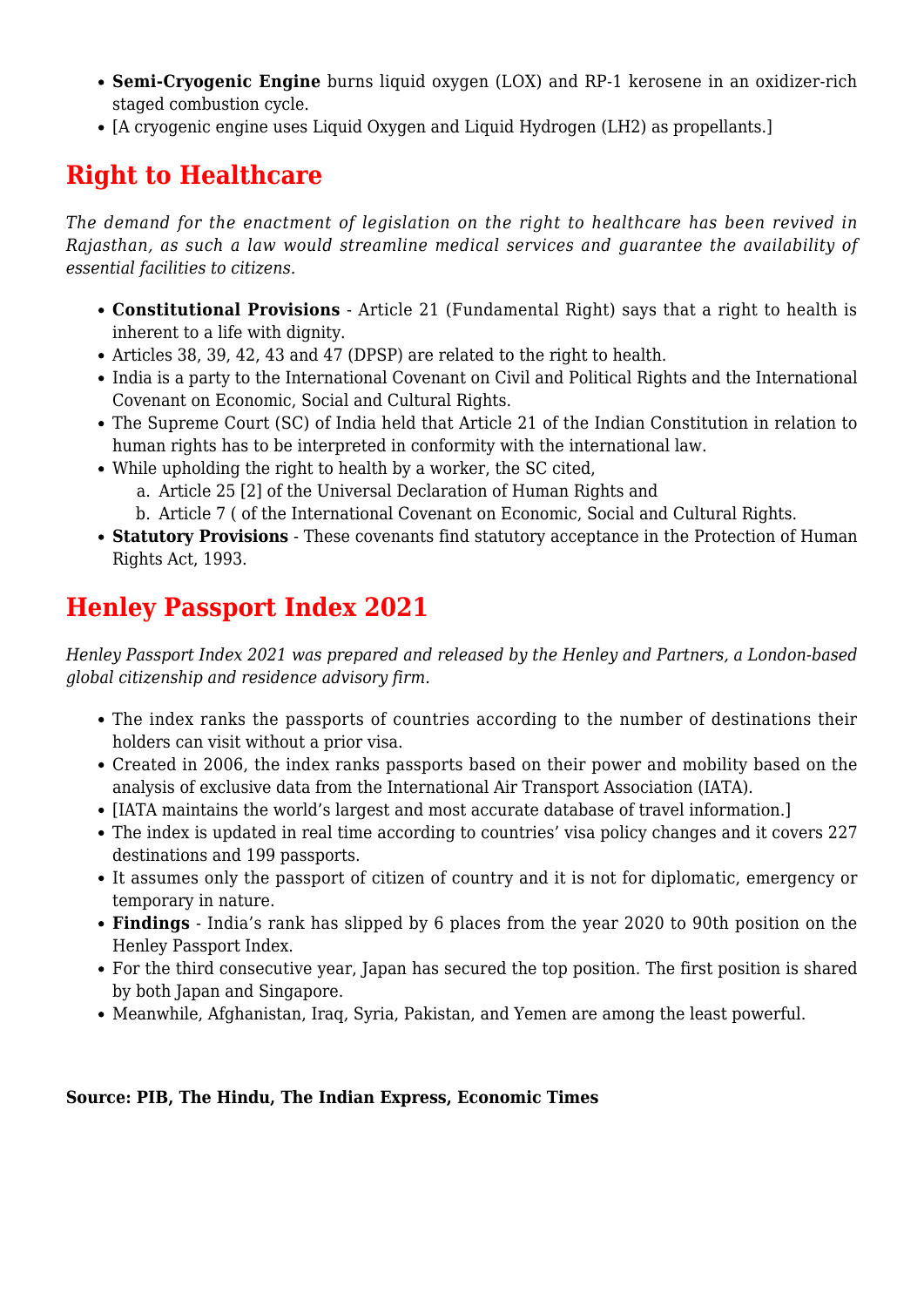- **Semi-Cryogenic Engine** burns liquid oxygen (LOX) and RP-1 kerosene in an oxidizer-rich staged combustion cycle.
- [A cryogenic engine uses Liquid Oxygen and Liquid Hydrogen (LH2) as propellants.]

## Right to Healthcare

*The demand for the enactment of legislation on the right to healthcare has been revived in Rajasthan, as such a law would streamline medical services and guarantee the availability of essential facilities to citizens.*

- **Constitutional Provisions** - Article 21 (Fundamental Right) says that a right to health is inherent to a life with dignity.
- Articles 38, 39, 42, 43 and 47 (DPSP) are related to the right to health.
- India is a party to the International Covenant on Civil and Political Rights and the International Covenant on Economic, Social and Cultural Rights.
- The Supreme Court (SC) of India held that Article 21 of the Indian Constitution in relation to human rights has to be interpreted in conformity with the international law.
- While upholding the right to health by a worker, the SC cited,
    a. Article 25 [2] of the Universal Declaration of Human Rights and
    b. Article 7 ( of the International Covenant on Economic, Social and Cultural Rights.
- **Statutory Provisions** - These covenants find statutory acceptance in the Protection of Human Rights Act, 1993.

## Henley Passport Index 2021

*Henley Passport Index 2021 was prepared and released by the Henley and Partners, a London-based global citizenship and residence advisory firm.*

- The index ranks the passports of countries according to the number of destinations their holders can visit without a prior visa.
- Created in 2006, the index ranks passports based on their power and mobility based on the analysis of exclusive data from the International Air Transport Association (IATA).
- [IATA maintains the world's largest and most accurate database of travel information.]
- The index is updated in real time according to countries' visa policy changes and it covers 227 destinations and 199 passports.
- It assumes only the passport of citizen of country and it is not for diplomatic, emergency or temporary in nature.
- **Findings** - India's rank has slipped by 6 places from the year 2020 to 90th position on the Henley Passport Index.
- For the third consecutive year, Japan has secured the top position. The first position is shared by both Japan and Singapore.
- Meanwhile, Afghanistan, Iraq, Syria, Pakistan, and Yemen are among the least powerful.

**Source: PIB, The Hindu, The Indian Express, Economic Times**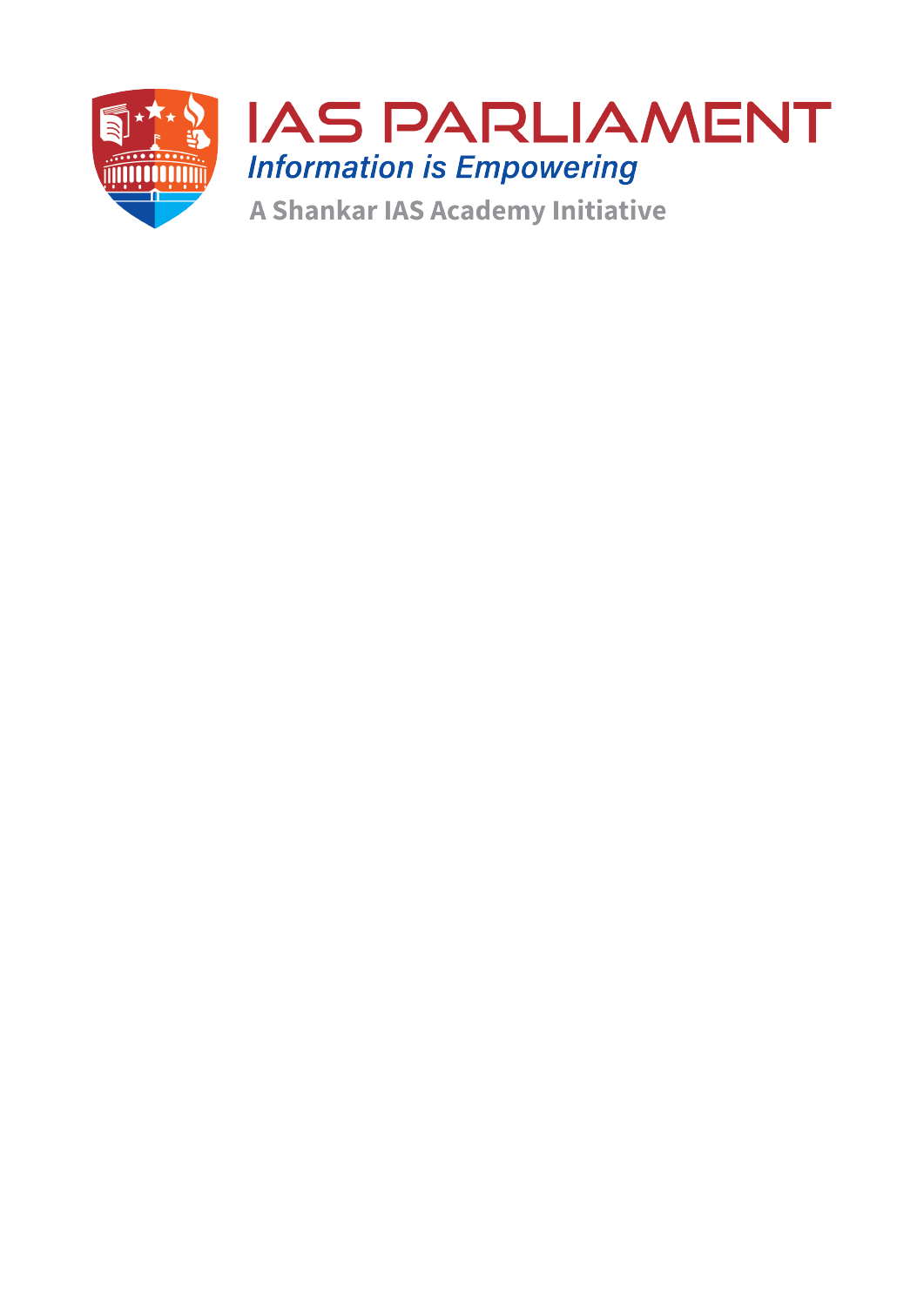# IAS PARLIAMENT

*Information is Empowering*

**A Shankar IAS Academy Initiative**